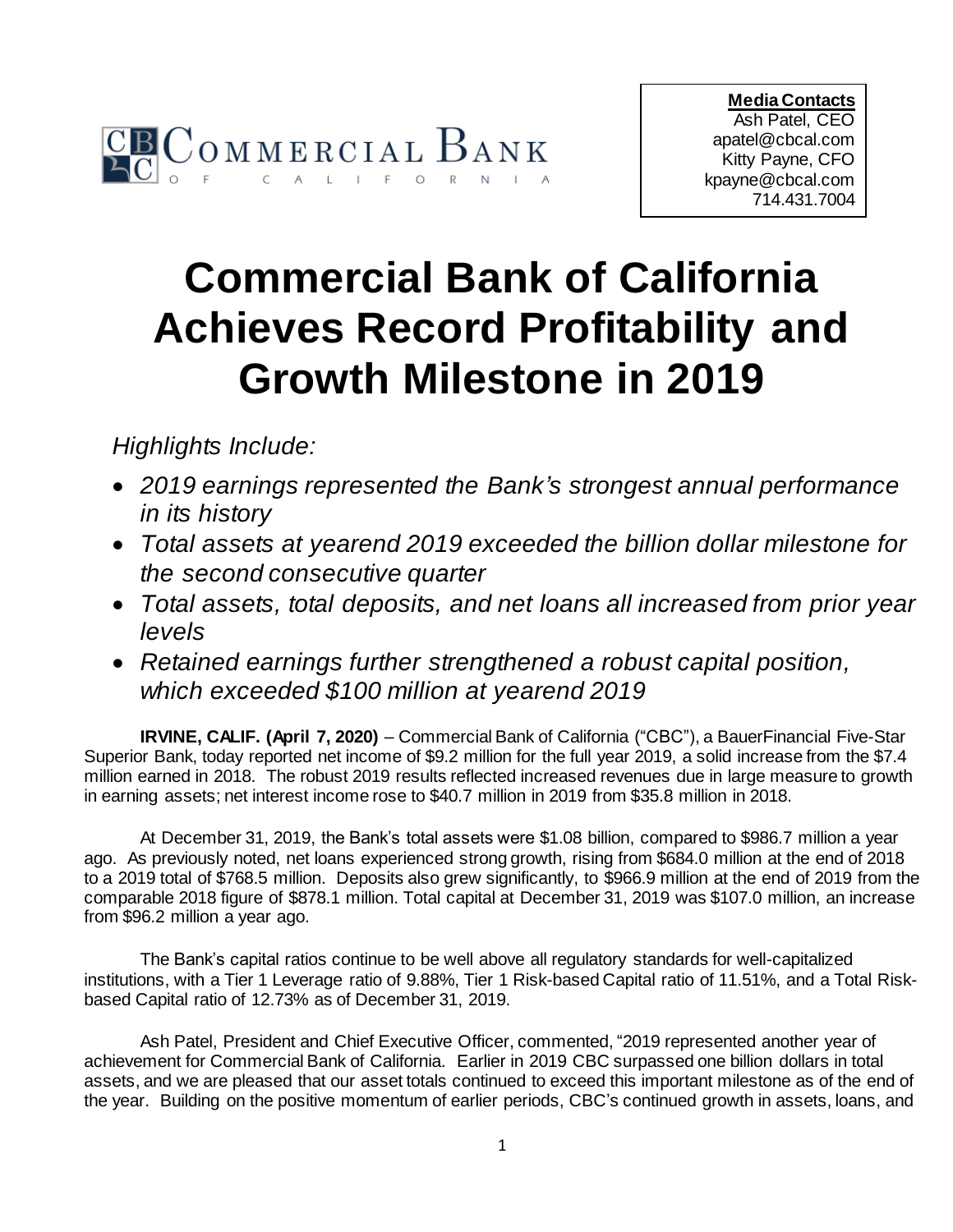**Media Contacts**
Ash Patel, CEO
apatel@cbcal.com
Kitty Payne, CFO
kpayne@cbcal.com
714.431.7004

# Commercial Bank of California Achieves Record Profitability and Growth Milestone in 2019

*Highlights Include:*

- *2019 earnings represented the Bank's strongest annual performance in its history*
- *Total assets at yearend 2019 exceeded the billion dollar milestone for the second consecutive quarter*
- *Total assets, total deposits, and net loans all increased from prior year levels*
- *Retained earnings further strengthened a robust capital position, which exceeded $100 million at yearend 2019*

**IRVINE, CALIF. (April 7, 2020)** – Commercial Bank of California ("CBC"), a BauerFinancial Five-Star Superior Bank, today reported net income of $9.2 million for the full year 2019, a solid increase from the $7.4 million earned in 2018. The robust 2019 results reflected increased revenues due in large measure to growth in earning assets; net interest income rose to $40.7 million in 2019 from $35.8 million in 2018.

At December 31, 2019, the Bank's total assets were $1.08 billion, compared to $986.7 million a year ago. As previously noted, net loans experienced strong growth, rising from $684.0 million at the end of 2018 to a 2019 total of $768.5 million. Deposits also grew significantly, to $966.9 million at the end of 2019 from the comparable 2018 figure of $878.1 million. Total capital at December 31, 2019 was $107.0 million, an increase from $96.2 million a year ago.

The Bank's capital ratios continue to be well above all regulatory standards for well-capitalized institutions, with a Tier 1 Leverage ratio of 9.88%, Tier 1 Risk-based Capital ratio of 11.51%, and a Total Risk-based Capital ratio of 12.73% as of December 31, 2019.

Ash Patel, President and Chief Executive Officer, commented, "2019 represented another year of achievement for Commercial Bank of California. Earlier in 2019 CBC surpassed one billion dollars in total assets, and we are pleased that our asset totals continued to exceed this important milestone as of the end of the year. Building on the positive momentum of earlier periods, CBC's continued growth in assets, loans, and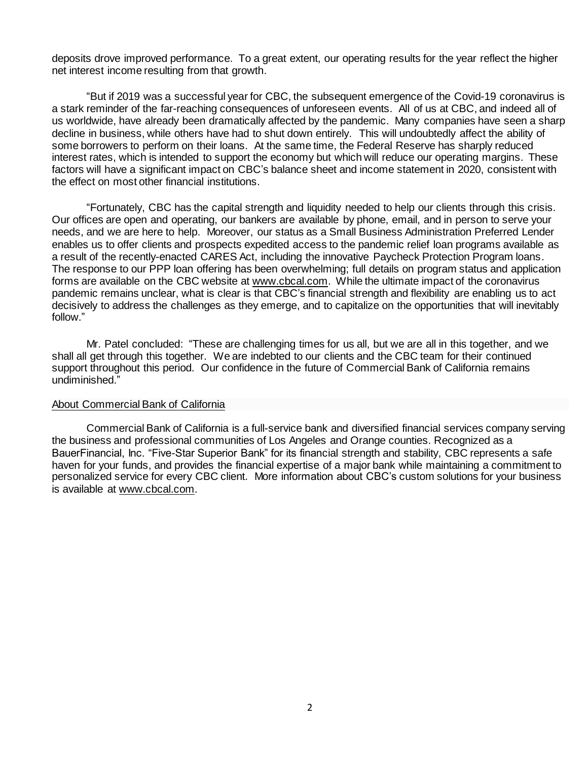deposits drove improved performance. To a great extent, our operating results for the year reflect the higher net interest income resulting from that growth.

"But if 2019 was a successful year for CBC, the subsequent emergence of the Covid-19 coronavirus is a stark reminder of the far-reaching consequences of unforeseen events. All of us at CBC, and indeed all of us worldwide, have already been dramatically affected by the pandemic. Many companies have seen a sharp decline in business, while others have had to shut down entirely. This will undoubtedly affect the ability of some borrowers to perform on their loans. At the same time, the Federal Reserve has sharply reduced interest rates, which is intended to support the economy but which will reduce our operating margins. These factors will have a significant impact on CBC's balance sheet and income statement in 2020, consistent with the effect on most other financial institutions.

"Fortunately, CBC has the capital strength and liquidity needed to help our clients through this crisis. Our offices are open and operating, our bankers are available by phone, email, and in person to serve your needs, and we are here to help. Moreover, our status as a Small Business Administration Preferred Lender enables us to offer clients and prospects expedited access to the pandemic relief loan programs available as a result of the recently-enacted CARES Act, including the innovative Paycheck Protection Program loans. The response to our PPP loan offering has been overwhelming; full details on program status and application forms are available on the CBC website at www.cbcal.com. While the ultimate impact of the coronavirus pandemic remains unclear, what is clear is that CBC's financial strength and flexibility are enabling us to act decisively to address the challenges as they emerge, and to capitalize on the opportunities that will inevitably follow."

Mr. Patel concluded: "These are challenging times for us all, but we are all in this together, and we shall all get through this together. We are indebted to our clients and the CBC team for their continued support throughout this period. Our confidence in the future of Commercial Bank of California remains undiminished."

## About Commercial Bank of California

Commercial Bank of California is a full-service bank and diversified financial services company serving the business and professional communities of Los Angeles and Orange counties. Recognized as a BauerFinancial, Inc. "Five-Star Superior Bank" for its financial strength and stability, CBC represents a safe haven for your funds, and provides the financial expertise of a major bank while maintaining a commitment to personalized service for every CBC client. More information about CBC's custom solutions for your business is available at www.cbcal.com.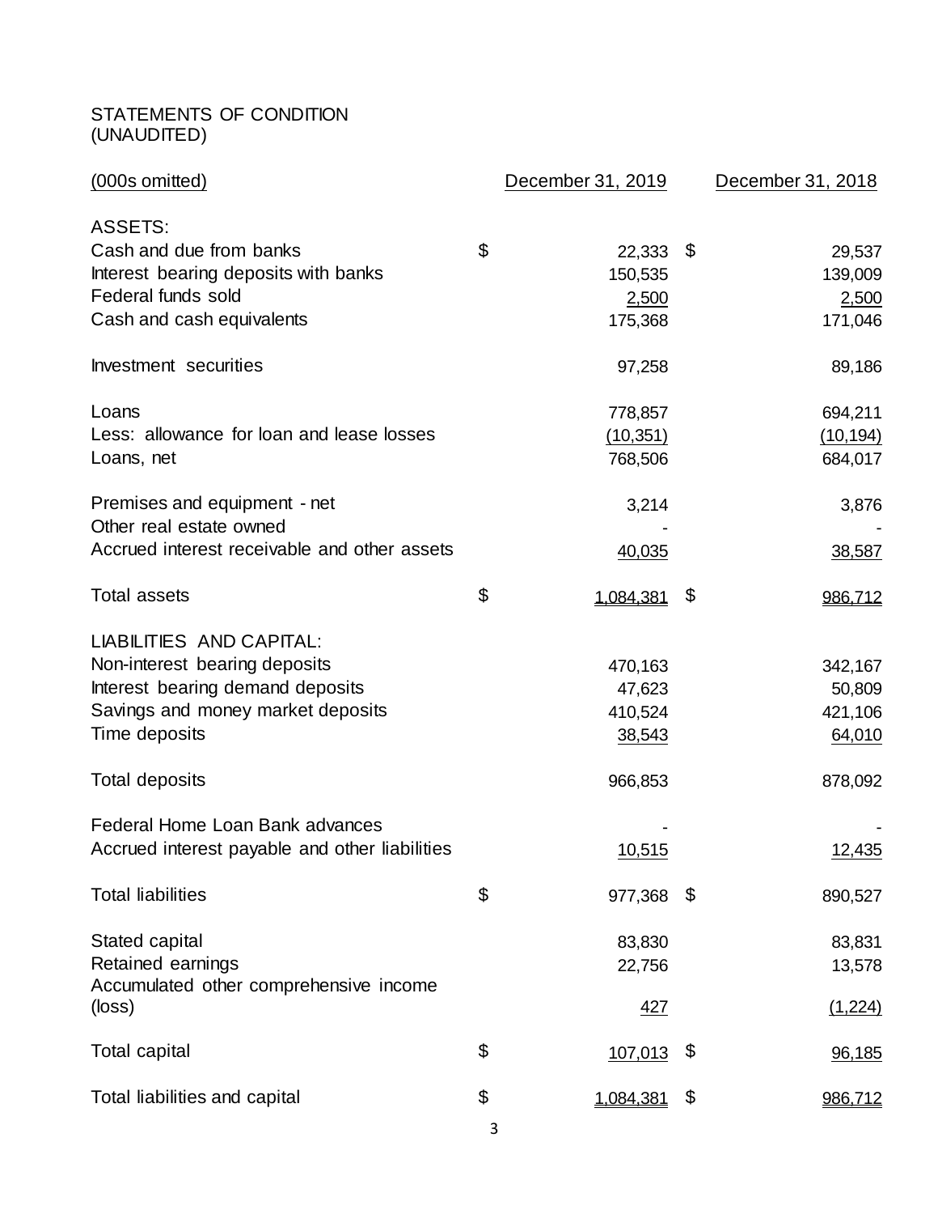STATEMENTS OF CONDITION
(UNAUDITED)

| (000s omitted) | December 31, 2019 | December 31, 2018 |
|---|---|---|
| ASSETS: | | |
| Cash and due from banks | $ 22,333 | $ 29,537 |
| Interest bearing deposits with banks | 150,535 | 139,009 |
| Federal funds sold | 2,500 | 2,500 |
| Cash and cash equivalents | 175,368 | 171,046 |
| | | |
| Investment securities | 97,258 | 89,186 |
| | | |
| Loans | 778,857 | 694,211 |
| Less: allowance for loan and lease losses | (10,351) | (10,194) |
| Loans, net | 768,506 | 684,017 |
| | | |
| Premises and equipment - net | 3,214 | 3,876 |
| Other real estate owned | - | - |
| Accrued interest receivable and other assets | 40,035 | 38,587 |
| | | |
| Total assets | $ 1,084,381 | $ 986,712 |
| | | |
| LIABILITIES AND CAPITAL: | | |
| Non-interest bearing deposits | 470,163 | 342,167 |
| Interest bearing demand deposits | 47,623 | 50,809 |
| Savings and money market deposits | 410,524 | 421,106 |
| Time deposits | 38,543 | 64,010 |
| | | |
| Total deposits | 966,853 | 878,092 |
| | | |
| Federal Home Loan Bank advances | - | - |
| Accrued interest payable and other liabilities | 10,515 | 12,435 |
| | | |
| Total liabilities | $ 977,368 | $ 890,527 |
| | | |
| Stated capital | 83,830 | 83,831 |
| Retained earnings | 22,756 | 13,578 |
| Accumulated other comprehensive income (loss) | 427 | (1,224) |
| | | |
| Total capital | $ 107,013 | $ 96,185 |
| | | |
| Total liabilities and capital | $ 1,084,381 | $ 986,712 |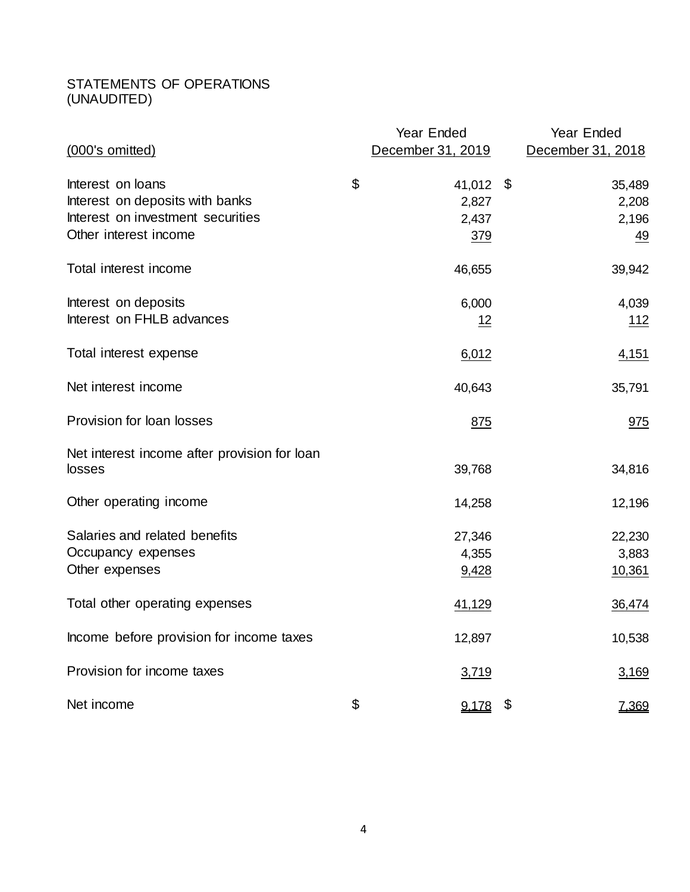STATEMENTS OF OPERATIONS
(UNAUDITED)

| (000's omitted) | Year Ended December 31, 2019 | Year Ended December 31, 2018 |
|---|---|---|
| Interest on loans | $ 41,012 | $ 35,489 |
| Interest on deposits with banks | 2,827 | 2,208 |
| Interest on investment securities | 2,437 | 2,196 |
| Other interest income | 379 | 49 |
| Total interest income | 46,655 | 39,942 |
| Interest on deposits | 6,000 | 4,039 |
| Interest on FHLB advances | 12 | 112 |
| Total interest expense | 6,012 | 4,151 |
| Net interest income | 40,643 | 35,791 |
| Provision for loan losses | 875 | 975 |
| Net interest income after provision for loan losses | 39,768 | 34,816 |
| Other operating income | 14,258 | 12,196 |
| Salaries and related benefits | 27,346 | 22,230 |
| Occupancy expenses | 4,355 | 3,883 |
| Other expenses | 9,428 | 10,361 |
| Total other operating expenses | 41,129 | 36,474 |
| Income before provision for income taxes | 12,897 | 10,538 |
| Provision for income taxes | 3,719 | 3,169 |
| Net income | $ 9,178 | $ 7,369 |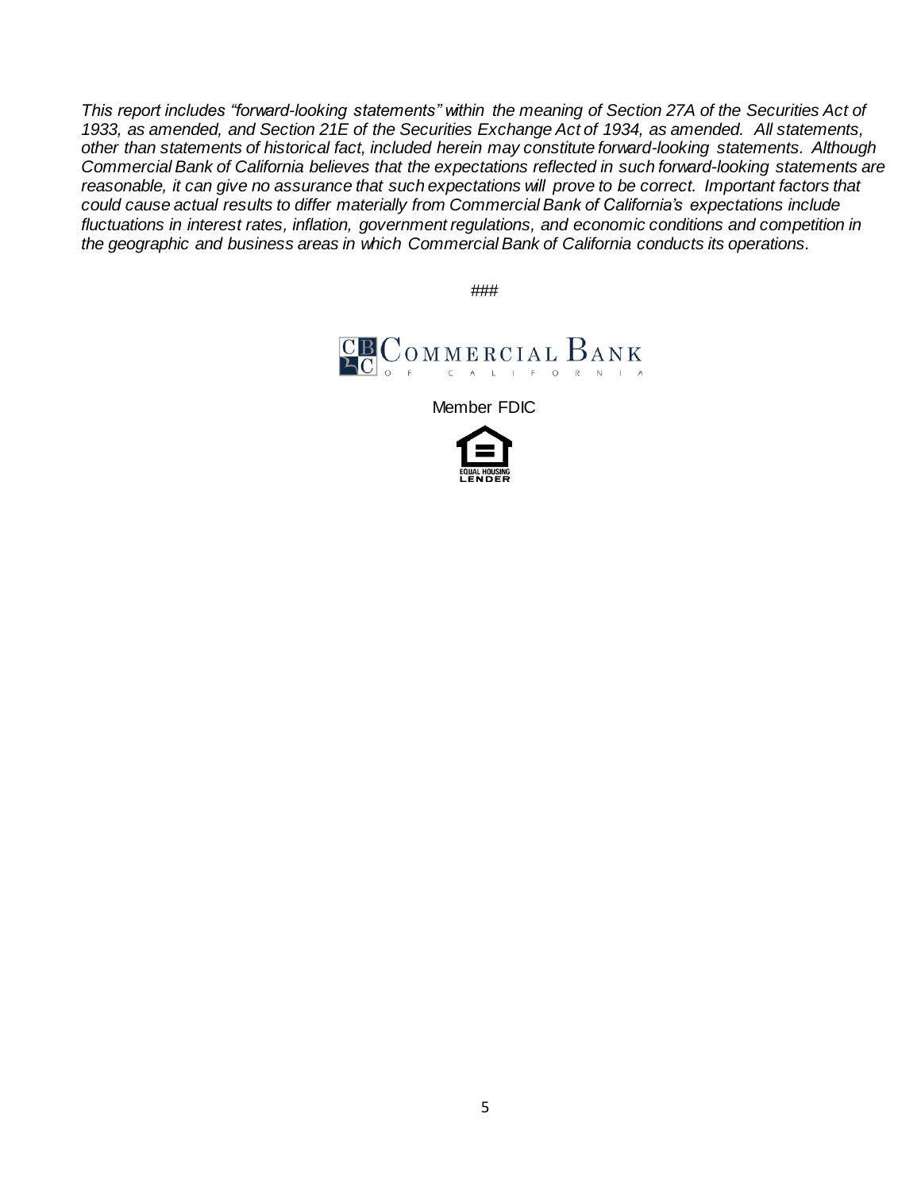*This report includes "forward-looking statements" within the meaning of Section 27A of the Securities Act of 1933, as amended, and Section 21E of the Securities Exchange Act of 1934, as amended. All statements, other than statements of historical fact, included herein may constitute forward-looking statements. Although Commercial Bank of California believes that the expectations reflected in such forward-looking statements are reasonable, it can give no assurance that such expectations will prove to be correct. Important factors that could cause actual results to differ materially from Commercial Bank of California's expectations include fluctuations in interest rates, inflation, government regulations, and economic conditions and competition in the geographic and business areas in which Commercial Bank of California conducts its operations.*

###

COMMERCIAL BANK OF CALIFORNIA

Member FDIC

EQUAL HOUSING LENDER